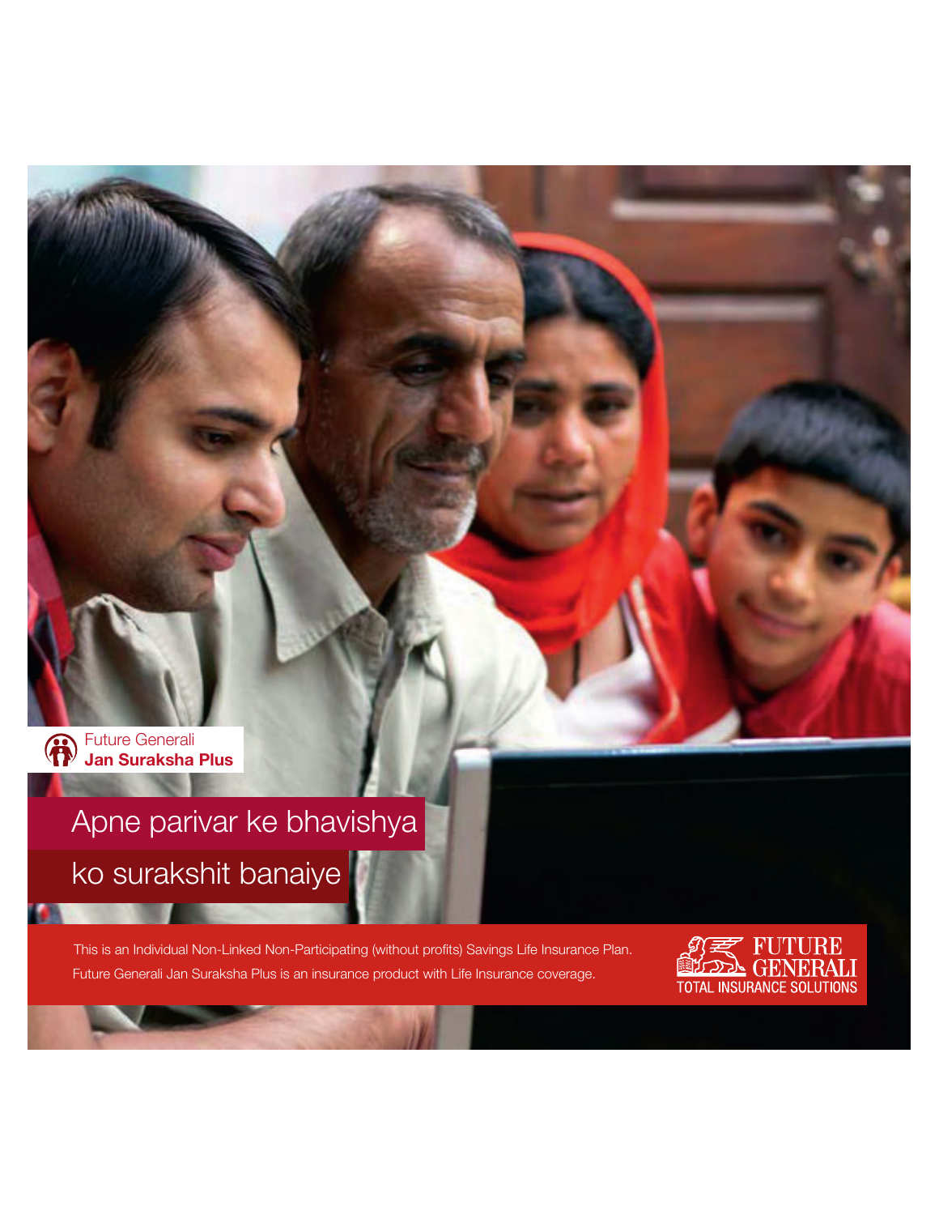Future Generali
**Jan Suraksha Plus**

# Apne parivar ke bhavishya ko surakshit banaiye

This is an Individual Non-Linked Non-Participating (without profits) Savings Life Insurance Plan.
Future Generali Jan Suraksha Plus is an insurance product with Life Insurance coverage.

FUTURE GENERALI
TOTAL INSURANCE SOLUTIONS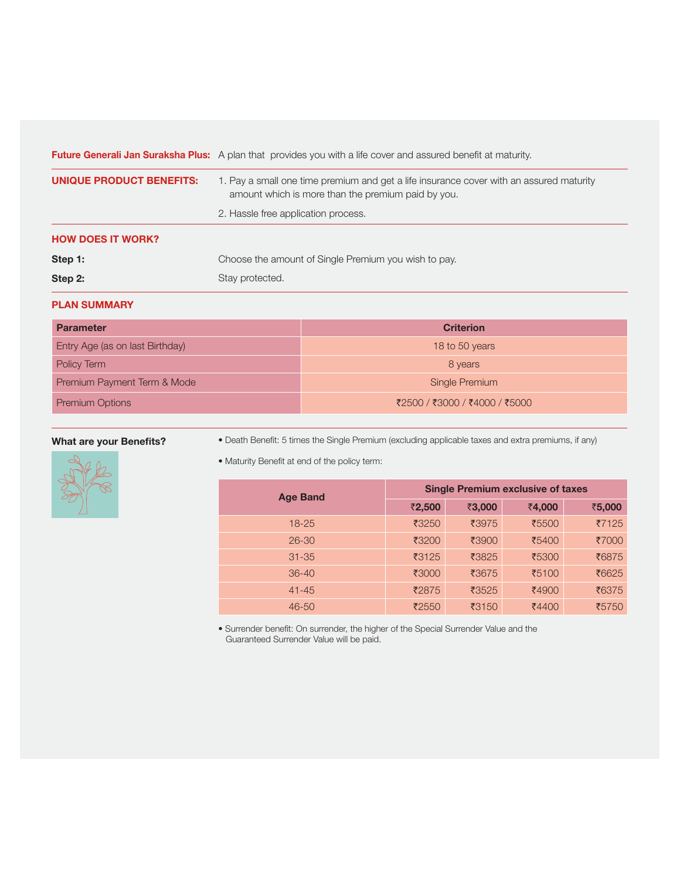**Future Generali Jan Suraksha Plus:** A plan that provides you with a life cover and assured benefit at maturity.

**UNIQUE PRODUCT BENEFITS:**

1. Pay a small one time premium and get a life insurance cover with an assured maturity amount which is more than the premium paid by you.
2. Hassle free application process.

## HOW DOES IT WORK?

**Step 1:** Choose the amount of Single Premium you wish to pay.

**Step 2:** Stay protected.

## PLAN SUMMARY

| Parameter | Criterion |
|---|---|
| Entry Age (as on last Birthday) | 18 to 50 years |
| Policy Term | 8 years |
| Premium Payment Term & Mode | Single Premium |
| Premium Options | ₹2500 / ₹3000 / ₹4000 / ₹5000 |

### What are your Benefits?

- Death Benefit: 5 times the Single Premium (excluding applicable taxes and extra premiums, if any)
- Maturity Benefit at end of the policy term:

| Age Band | Single Premium exclusive of taxes | | | |
|---|---|---|---|---|
| | ₹2,500 | ₹3,000 | ₹4,000 | ₹5,000 |
| 18-25 | ₹3250 | ₹3975 | ₹5500 | ₹7125 |
| 26-30 | ₹3200 | ₹3900 | ₹5400 | ₹7000 |
| 31-35 | ₹3125 | ₹3825 | ₹5300 | ₹6875 |
| 36-40 | ₹3000 | ₹3675 | ₹5100 | ₹6625 |
| 41-45 | ₹2875 | ₹3525 | ₹4900 | ₹6375 |
| 46-50 | ₹2550 | ₹3150 | ₹4400 | ₹5750 |

- Surrender benefit: On surrender, the higher of the Special Surrender Value and the Guaranteed Surrender Value will be paid.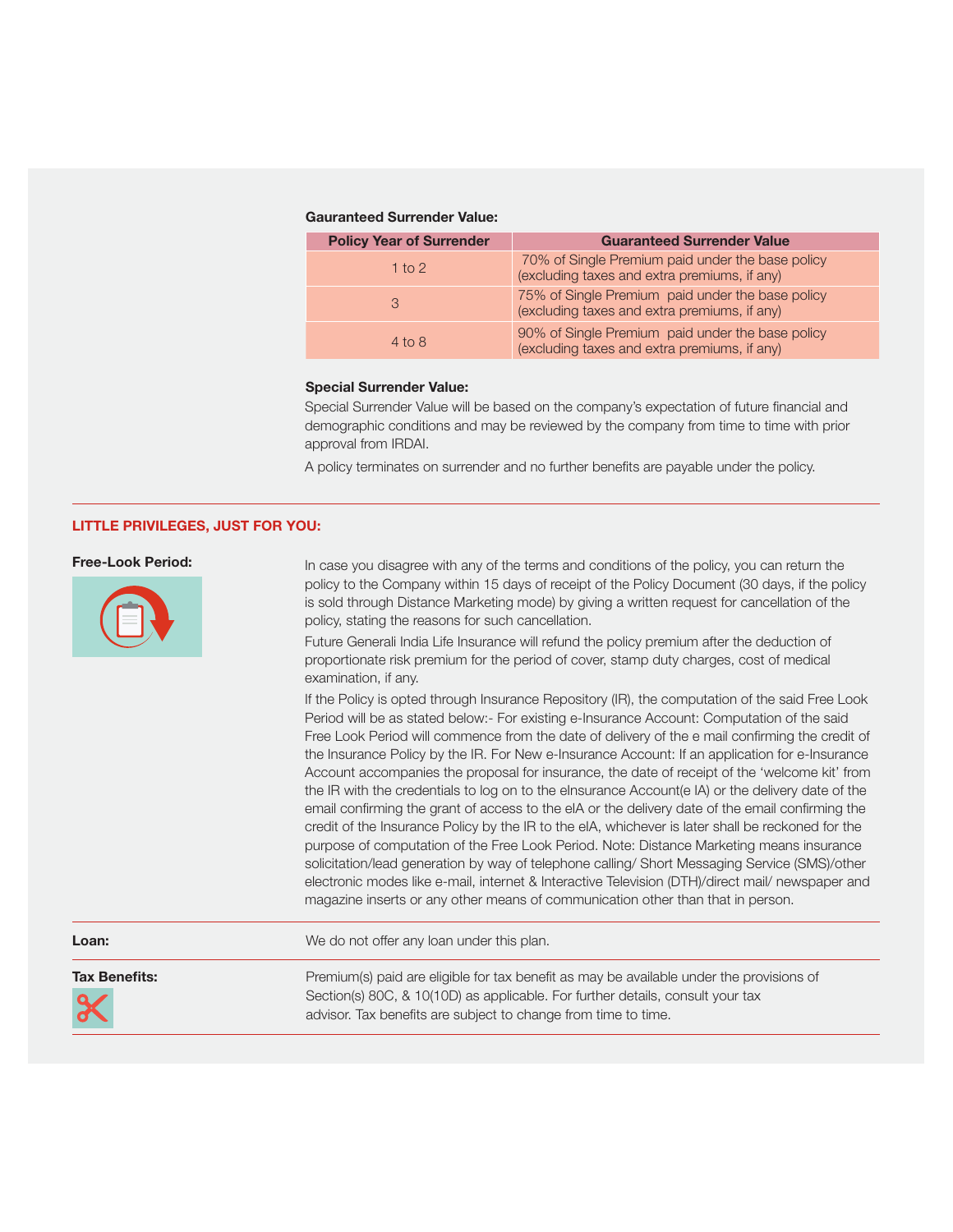**Gauranteed Surrender Value:**

| Policy Year of Surrender | Guaranteed Surrender Value |
|---|---|
| 1 to 2 | 70% of Single Premium paid under the base policy (excluding taxes and extra premiums, if any) |
| 3 | 75% of Single Premium paid under the base policy (excluding taxes and extra premiums, if any) |
| 4 to 8 | 90% of Single Premium paid under the base policy (excluding taxes and extra premiums, if any) |

**Special Surrender Value:**

Special Surrender Value will be based on the company's expectation of future financial and demographic conditions and may be reviewed by the company from time to time with prior approval from IRDAI.

A policy terminates on surrender and no further benefits are payable under the policy.

## LITTLE PRIVILEGES, JUST FOR YOU:

**Free-Look Period:**

In case you disagree with any of the terms and conditions of the policy, you can return the policy to the Company within 15 days of receipt of the Policy Document (30 days, if the policy is sold through Distance Marketing mode) by giving a written request for cancellation of the policy, stating the reasons for such cancellation.

Future Generali India Life Insurance will refund the policy premium after the deduction of proportionate risk premium for the period of cover, stamp duty charges, cost of medical examination, if any.

If the Policy is opted through Insurance Repository (IR), the computation of the said Free Look Period will be as stated below:- For existing e-Insurance Account: Computation of the said Free Look Period will commence from the date of delivery of the e mail confirming the credit of the Insurance Policy by the IR. For New e-Insurance Account: If an application for e-Insurance Account accompanies the proposal for insurance, the date of receipt of the 'welcome kit' from the IR with the credentials to log on to the eInsurance Account(e IA) or the delivery date of the email confirming the grant of access to the eIA or the delivery date of the email confirming the credit of the Insurance Policy by the IR to the eIA, whichever is later shall be reckoned for the purpose of computation of the Free Look Period. Note: Distance Marketing means insurance solicitation/lead generation by way of telephone calling/ Short Messaging Service (SMS)/other electronic modes like e-mail, internet & Interactive Television (DTH)/direct mail/ newspaper and magazine inserts or any other means of communication other than that in person.

**Loan:**

We do not offer any loan under this plan.

**Tax Benefits:**

Premium(s) paid are eligible for tax benefit as may be available under the provisions of Section(s) 80C, & 10(10D) as applicable. For further details, consult your tax advisor. Tax benefits are subject to change from time to time.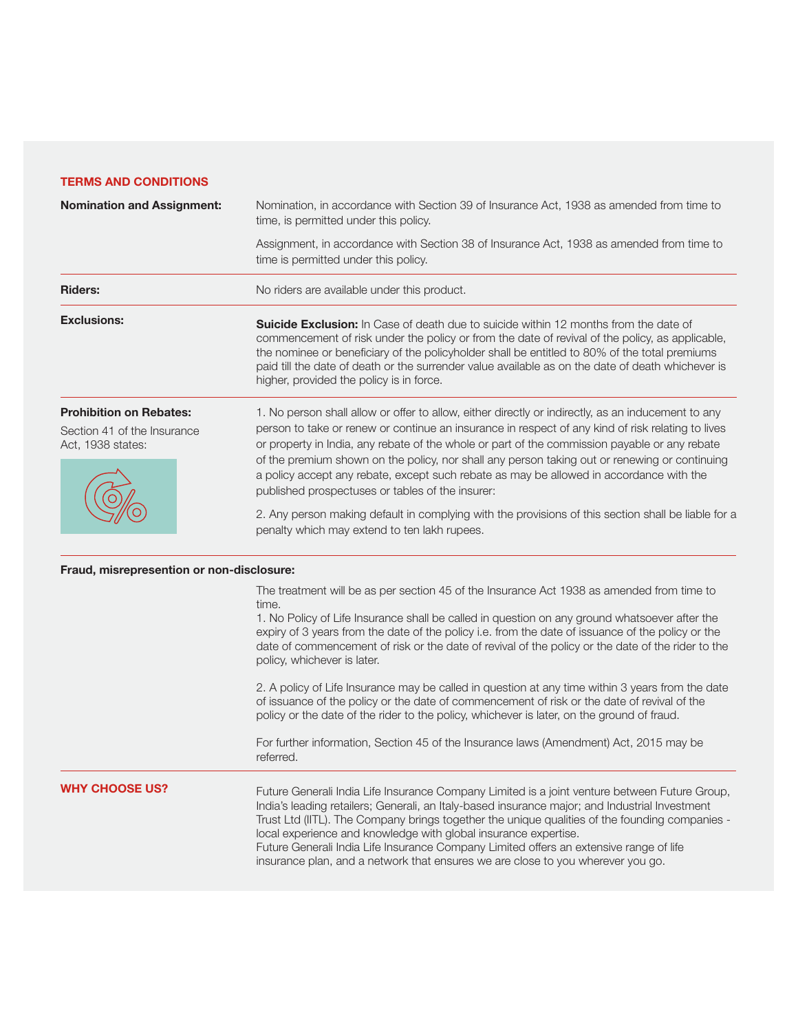## TERMS AND CONDITIONS

**Nomination and Assignment:**

Nomination, in accordance with Section 39 of Insurance Act, 1938 as amended from time to time, is permitted under this policy.

Assignment, in accordance with Section 38 of Insurance Act, 1938 as amended from time to time is permitted under this policy.

**Riders:**

No riders are available under this product.

**Exclusions:**

**Suicide Exclusion:** In Case of death due to suicide within 12 months from the date of commencement of risk under the policy or from the date of revival of the policy, as applicable, the nominee or beneficiary of the policyholder shall be entitled to 80% of the total premiums paid till the date of death or the surrender value available as on the date of death whichever is higher, provided the policy is in force.

**Prohibition on Rebates:**

Section 41 of the Insurance Act, 1938 states:

1. No person shall allow or offer to allow, either directly or indirectly, as an inducement to any person to take or renew or continue an insurance in respect of any kind of risk relating to lives or property in India, any rebate of the whole or part of the commission payable or any rebate of the premium shown on the policy, nor shall any person taking out or renewing or continuing a policy accept any rebate, except such rebate as may be allowed in accordance with the published prospectuses or tables of the insurer:

2. Any person making default in complying with the provisions of this section shall be liable for a penalty which may extend to ten lakh rupees.

**Fraud, misrepresention or non-disclosure:**

The treatment will be as per section 45 of the Insurance Act 1938 as amended from time to time.

1. No Policy of Life Insurance shall be called in question on any ground whatsoever after the expiry of 3 years from the date of the policy i.e. from the date of issuance of the policy or the date of commencement of risk or the date of revival of the policy or the date of the rider to the policy, whichever is later.

2. A policy of Life Insurance may be called in question at any time within 3 years from the date of issuance of the policy or the date of commencement of risk or the date of revival of the policy or the date of the rider to the policy, whichever is later, on the ground of fraud.

For further information, Section 45 of the Insurance laws (Amendment) Act, 2015 may be referred.

## WHY CHOOSE US?

Future Generali India Life Insurance Company Limited is a joint venture between Future Group, India's leading retailers; Generali, an Italy-based insurance major; and Industrial Investment Trust Ltd (IITL). The Company brings together the unique qualities of the founding companies - local experience and knowledge with global insurance expertise.

Future Generali India Life Insurance Company Limited offers an extensive range of life insurance plan, and a network that ensures we are close to you wherever you go.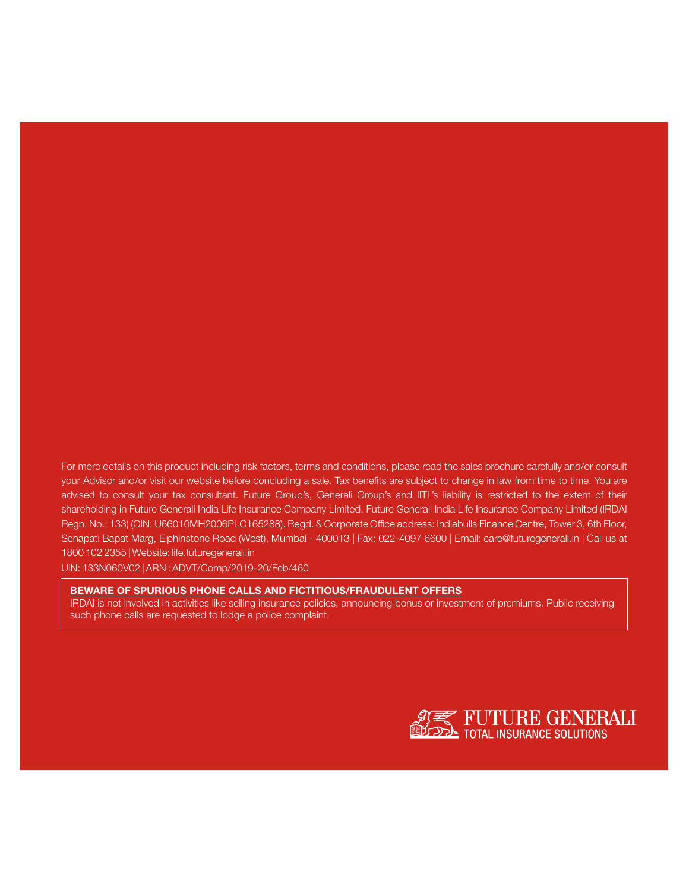For more details on this product including risk factors, terms and conditions, please read the sales brochure carefully and/or consult your Advisor and/or visit our website before concluding a sale. Tax benefits are subject to change in law from time to time. You are advised to consult your tax consultant. Future Group's, Generali Group's and IITL's liability is restricted to the extent of their shareholding in Future Generali India Life Insurance Company Limited. Future Generali India Life Insurance Company Limited (IRDAI Regn. No.: 133) (CIN: U66010MH2006PLC165288). Regd. & Corporate Office address: Indiabulls Finance Centre, Tower 3, 6th Floor, Senapati Bapat Marg, Elphinstone Road (West), Mumbai - 400013 | Fax: 022-4097 6600 | Email: care@futuregenerali.in | Call us at 1800 102 2355 | Website: life.futuregenerali.in

UIN: 133N060V02 | ARN : ADVT/Comp/2019-20/Feb/460

**BEWARE OF SPURIOUS PHONE CALLS AND FICTITIOUS/FRAUDULENT OFFERS**

IRDAI is not involved in activities like selling insurance policies, announcing bonus or investment of premiums. Public receiving such phone calls are requested to lodge a police complaint.

FUTURE GENERALI
TOTAL INSURANCE SOLUTIONS